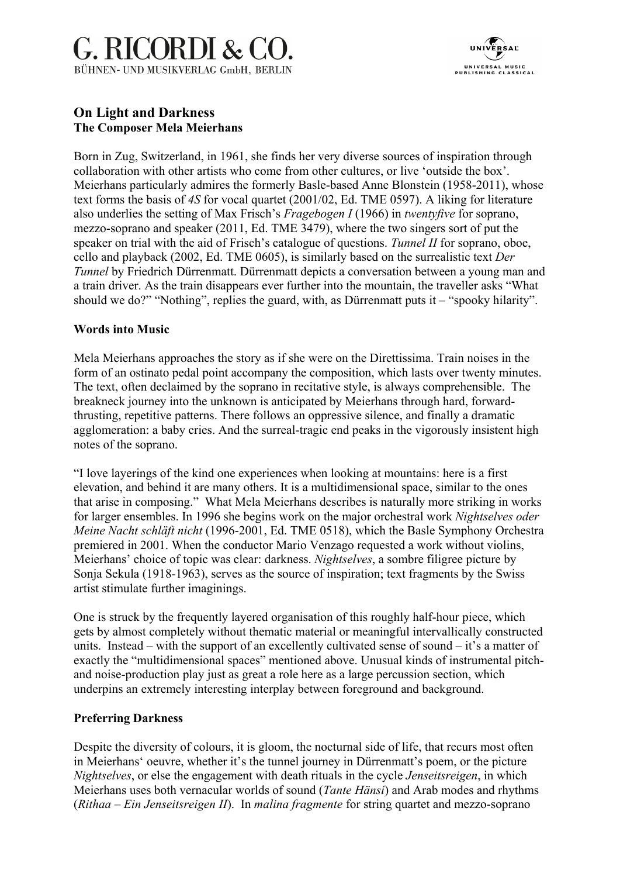## On Light and Darkness

**The Composer Mela Meierhans**

Born in Zug, Switzerland, in 1961, she finds her very diverse sources of inspiration through collaboration with other artists who come from other cultures, or live 'outside the box'. Meierhans particularly admires the formerly Basle-based Anne Blonstein (1958-2011), whose text forms the basis of *4S* for vocal quartet (2001/02, Ed. TME 0597). A liking for literature also underlies the setting of Max Frisch's *Fragebogen I* (1966) in *twentyfive* for soprano, mezzo-soprano and speaker (2011, Ed. TME 3479), where the two singers sort of put the speaker on trial with the aid of Frisch's catalogue of questions. *Tunnel II* for soprano, oboe, cello and playback (2002, Ed. TME 0605), is similarly based on the surrealistic text *Der Tunnel* by Friedrich Dürrenmatt. Dürrenmatt depicts a conversation between a young man and a train driver. As the train disappears ever further into the mountain, the traveller asks "What should we do?" "Nothing", replies the guard, with, as Dürrenmatt puts it – "spooky hilarity".

### Words into Music

Mela Meierhans approaches the story as if she were on the Direttissima. Train noises in the form of an ostinato pedal point accompany the composition, which lasts over twenty minutes. The text, often declaimed by the soprano in recitative style, is always comprehensible. The breakneck journey into the unknown is anticipated by Meierhans through hard, forward-thrusting, repetitive patterns. There follows an oppressive silence, and finally a dramatic agglomeration: a baby cries. And the surreal-tragic end peaks in the vigorously insistent high notes of the soprano.

"I love layerings of the kind one experiences when looking at mountains: here is a first elevation, and behind it are many others. It is a multidimensional space, similar to the ones that arise in composing." What Mela Meierhans describes is naturally more striking in works for larger ensembles. In 1996 she begins work on the major orchestral work *Nightselves oder Meine Nacht schläft nicht* (1996-2001, Ed. TME 0518), which the Basle Symphony Orchestra premiered in 2001. When the conductor Mario Venzago requested a work without violins, Meierhans' choice of topic was clear: darkness. *Nightselves*, a sombre filigree picture by Sonja Sekula (1918-1963), serves as the source of inspiration; text fragments by the Swiss artist stimulate further imaginings.

One is struck by the frequently layered organisation of this roughly half-hour piece, which gets by almost completely without thematic material or meaningful intervallically constructed units. Instead – with the support of an excellently cultivated sense of sound – it's a matter of exactly the "multidimensional spaces" mentioned above. Unusual kinds of instrumental pitch- and noise-production play just as great a role here as a large percussion section, which underpins an extremely interesting interplay between foreground and background.

### Preferring Darkness

Despite the diversity of colours, it is gloom, the nocturnal side of life, that recurs most often in Meierhans' oeuvre, whether it's the tunnel journey in Dürrenmatt's poem, or the picture *Nightselves*, or else the engagement with death rituals in the cycle *Jenseitsreigen*, in which Meierhans uses both vernacular worlds of sound (*Tante Hänsi*) and Arab modes and rhythms (*Rithaa – Ein Jenseitsreigen II*). In *malina fragmente* for string quartet and mezzo-soprano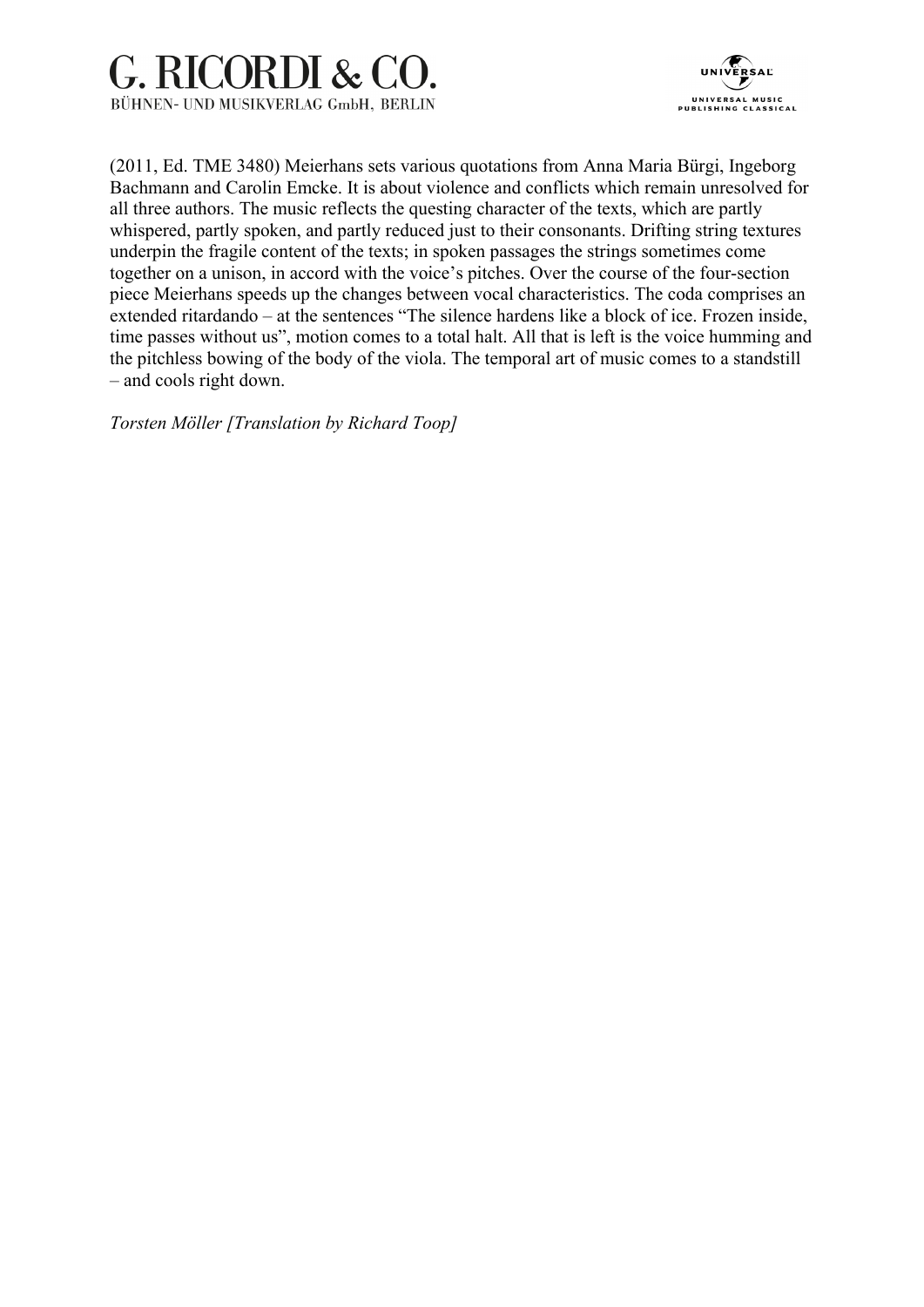(2011, Ed. TME 3480) Meierhans sets various quotations from Anna Maria Bürgi, Ingeborg Bachmann and Carolin Emcke. It is about violence and conflicts which remain unresolved for all three authors. The music reflects the questing character of the texts, which are partly whispered, partly spoken, and partly reduced just to their consonants. Drifting string textures underpin the fragile content of the texts; in spoken passages the strings sometimes come together on a unison, in accord with the voice's pitches. Over the course of the four-section piece Meierhans speeds up the changes between vocal characteristics. The coda comprises an extended ritardando – at the sentences "The silence hardens like a block of ice. Frozen inside, time passes without us", motion comes to a total halt. All that is left is the voice humming and the pitchless bowing of the body of the viola. The temporal art of music comes to a standstill – and cools right down.

*Torsten Möller [Translation by Richard Toop]*